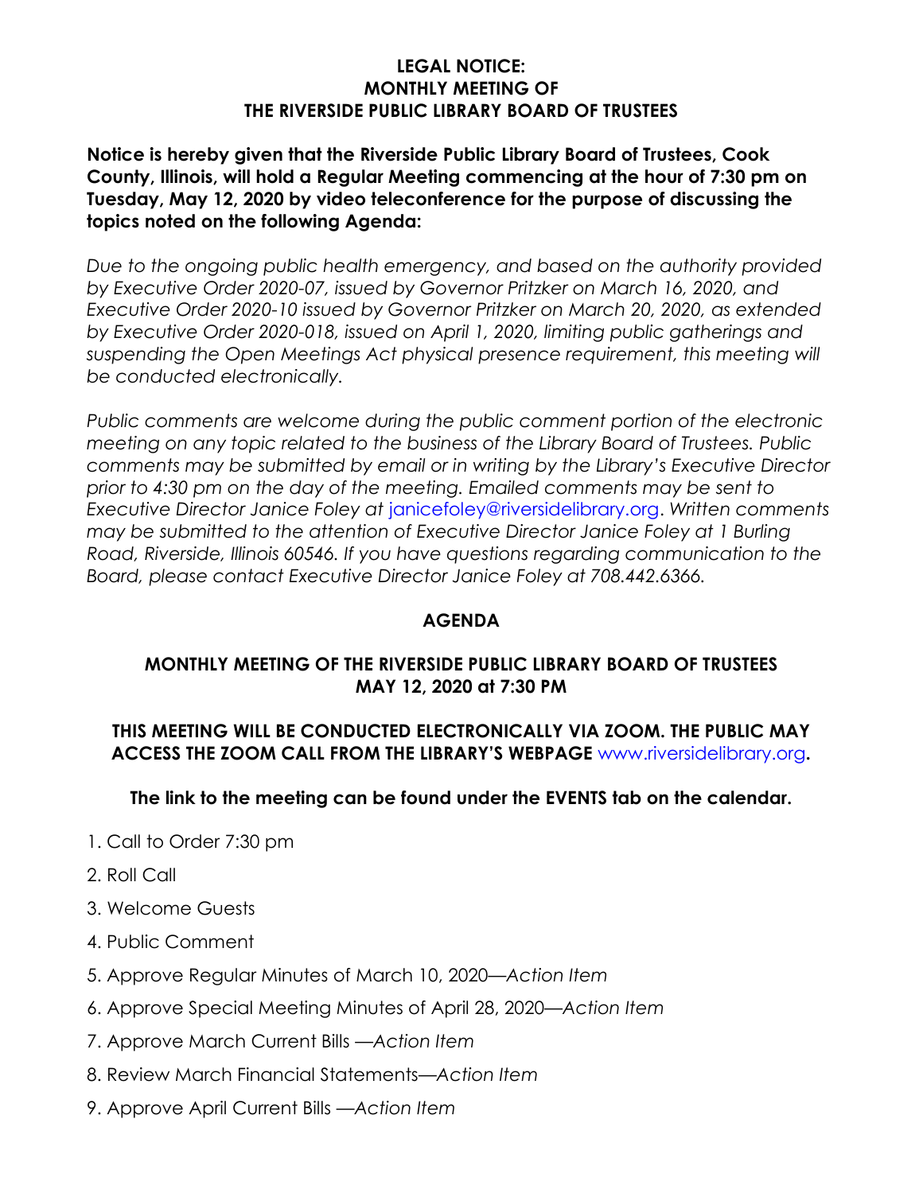# LEGAL NOTICE:
# MONTHLY MEETING OF
# THE RIVERSIDE PUBLIC LIBRARY BOARD OF TRUSTEES

**Notice is hereby given that the Riverside Public Library Board of Trustees, Cook County, Illinois, will hold a Regular Meeting commencing at the hour of 7:30 pm on Tuesday, May 12, 2020 by video teleconference for the purpose of discussing the topics noted on the following Agenda:**

*Due to the ongoing public health emergency, and based on the authority provided by Executive Order 2020-07, issued by Governor Pritzker on March 16, 2020, and Executive Order 2020-10 issued by Governor Pritzker on March 20, 2020, as extended by Executive Order 2020-018, issued on April 1, 2020, limiting public gatherings and suspending the Open Meetings Act physical presence requirement, this meeting will be conducted electronically.*

*Public comments are welcome during the public comment portion of the electronic meeting on any topic related to the business of the Library Board of Trustees. Public comments may be submitted by email or in writing by the Library's Executive Director prior to 4:30 pm on the day of the meeting. Emailed comments may be sent to Executive Director Janice Foley at* janicefoley@riversidelibrary.org. *Written comments may be submitted to the attention of Executive Director Janice Foley at 1 Burling Road, Riverside, Illinois 60546. If you have questions regarding communication to the Board, please contact Executive Director Janice Foley at 708.442.6366.*

## AGENDA

### MONTHLY MEETING OF THE RIVERSIDE PUBLIC LIBRARY BOARD OF TRUSTEES MAY 12, 2020 at 7:30 PM

**THIS MEETING WILL BE CONDUCTED ELECTRONICALLY VIA ZOOM. THE PUBLIC MAY ACCESS THE ZOOM CALL FROM THE LIBRARY'S WEBPAGE** www.riversidelibrary.org**.**

**The link to the meeting can be found under the EVENTS tab on the calendar.**

1. Call to Order 7:30 pm
2. Roll Call
3. Welcome Guests
4. Public Comment
5. Approve Regular Minutes of March 10, 2020—*Action Item*
6. Approve Special Meeting Minutes of April 28, 2020—*Action Item*
7. Approve March Current Bills —*Action Item*
8. Review March Financial Statements—*Action Item*
9. Approve April Current Bills —*Action Item*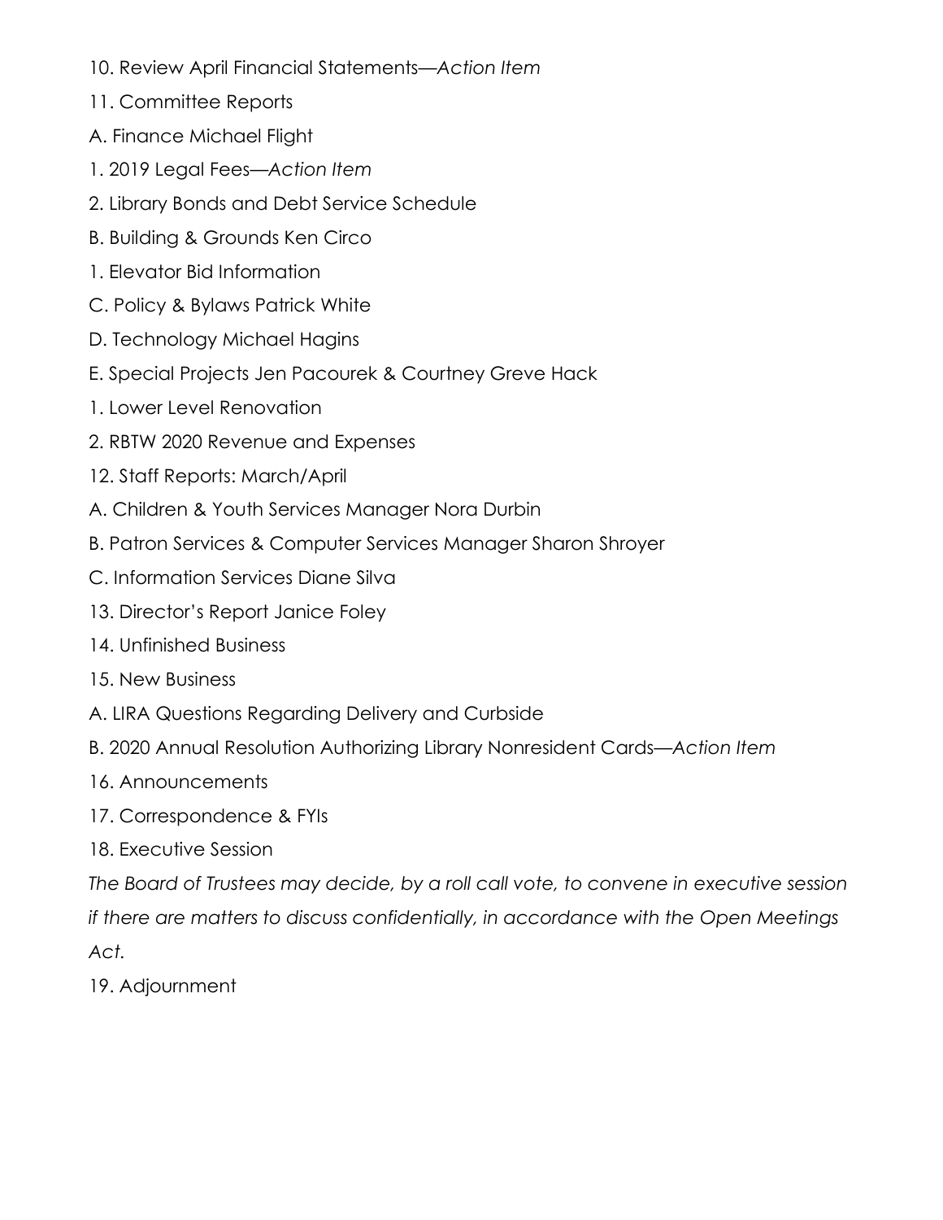10. Review April Financial Statements—*Action Item*

11. Committee Reports

A. Finance Michael Flight

1. 2019 Legal Fees—*Action Item*

2. Library Bonds and Debt Service Schedule

B. Building & Grounds Ken Circo

1. Elevator Bid Information

C. Policy & Bylaws Patrick White

D. Technology Michael Hagins

E. Special Projects Jen Pacourek & Courtney Greve Hack

1. Lower Level Renovation

2. RBTW 2020 Revenue and Expenses

12. Staff Reports: March/April

A. Children & Youth Services Manager Nora Durbin

B. Patron Services & Computer Services Manager Sharon Shroyer

C. Information Services Diane Silva

13. Director's Report Janice Foley

14. Unfinished Business

15. New Business

A. LIRA Questions Regarding Delivery and Curbside

B. 2020 Annual Resolution Authorizing Library Nonresident Cards—*Action Item*

16. Announcements

17. Correspondence & FYIs

18. Executive Session

*The Board of Trustees may decide, by a roll call vote, to convene in executive session if there are matters to discuss confidentially, in accordance with the Open Meetings Act.*

19. Adjournment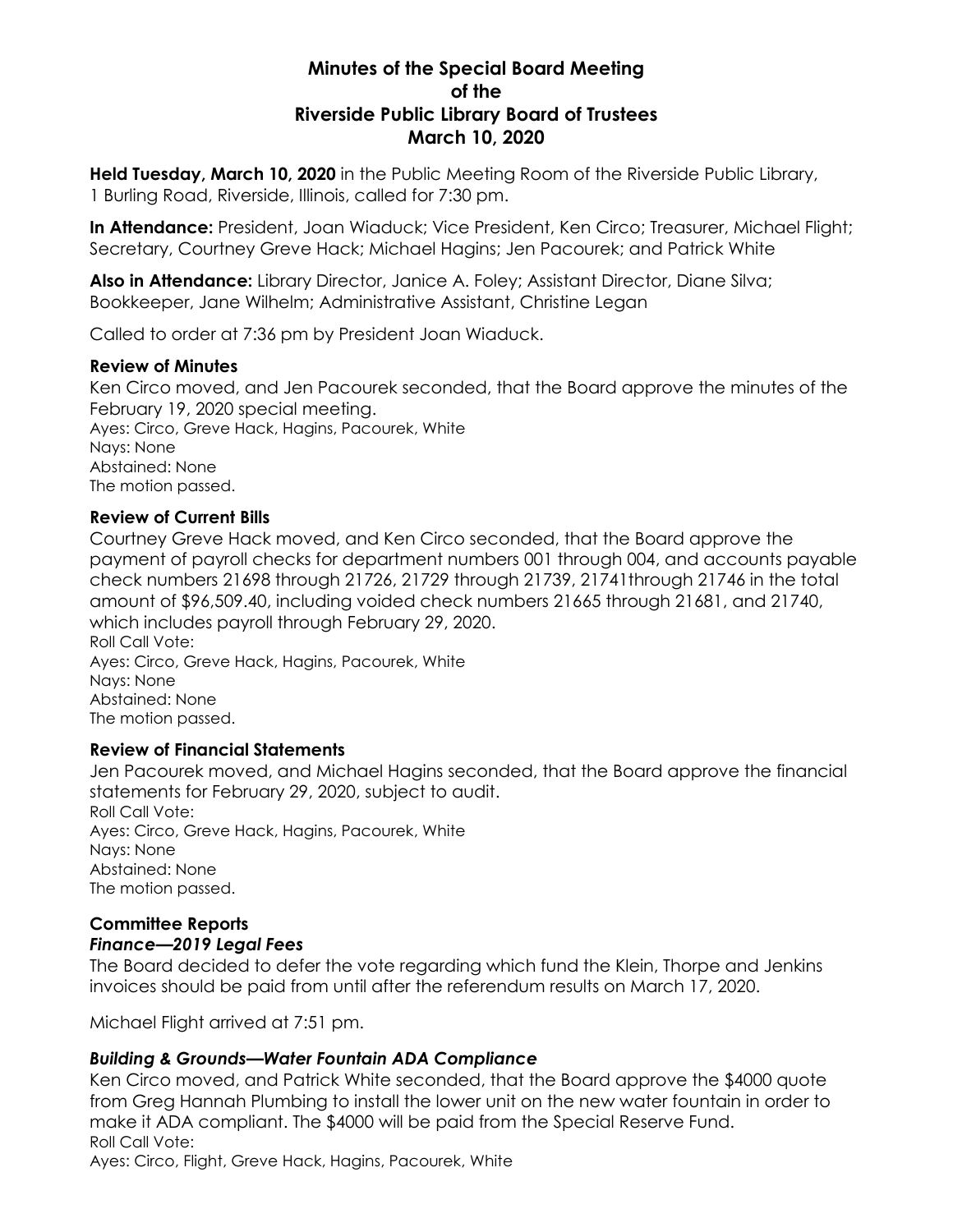# Minutes of the Special Board Meeting of the Riverside Public Library Board of Trustees March 10, 2020

**Held Tuesday, March 10, 2020** in the Public Meeting Room of the Riverside Public Library, 1 Burling Road, Riverside, Illinois, called for 7:30 pm.

**In Attendance:** President, Joan Wiaduck; Vice President, Ken Circo; Treasurer, Michael Flight; Secretary, Courtney Greve Hack; Michael Hagins; Jen Pacourek; and Patrick White

**Also in Attendance:** Library Director, Janice A. Foley; Assistant Director, Diane Silva; Bookkeeper, Jane Wilhelm; Administrative Assistant, Christine Legan

Called to order at 7:36 pm by President Joan Wiaduck.

### Review of Minutes

Ken Circo moved, and Jen Pacourek seconded, that the Board approve the minutes of the February 19, 2020 special meeting.
Ayes: Circo, Greve Hack, Hagins, Pacourek, White
Nays: None
Abstained: None
The motion passed.

### Review of Current Bills

Courtney Greve Hack moved, and Ken Circo seconded, that the Board approve the payment of payroll checks for department numbers 001 through 004, and accounts payable check numbers 21698 through 21726, 21729 through 21739, 21741through 21746 in the total amount of $96,509.40, including voided check numbers 21665 through 21681, and 21740, which includes payroll through February 29, 2020.
Roll Call Vote:
Ayes: Circo, Greve Hack, Hagins, Pacourek, White
Nays: None
Abstained: None
The motion passed.

### Review of Financial Statements

Jen Pacourek moved, and Michael Hagins seconded, that the Board approve the financial statements for February 29, 2020, subject to audit.
Roll Call Vote:
Ayes: Circo, Greve Hack, Hagins, Pacourek, White
Nays: None
Abstained: None
The motion passed.

### Committee Reports

#### *Finance—2019 Legal Fees*

The Board decided to defer the vote regarding which fund the Klein, Thorpe and Jenkins invoices should be paid from until after the referendum results on March 17, 2020.

Michael Flight arrived at 7:51 pm.

#### *Building & Grounds—Water Fountain ADA Compliance*

Ken Circo moved, and Patrick White seconded, that the Board approve the $4000 quote from Greg Hannah Plumbing to install the lower unit on the new water fountain in order to make it ADA compliant. The $4000 will be paid from the Special Reserve Fund.
Roll Call Vote:
Ayes: Circo, Flight, Greve Hack, Hagins, Pacourek, White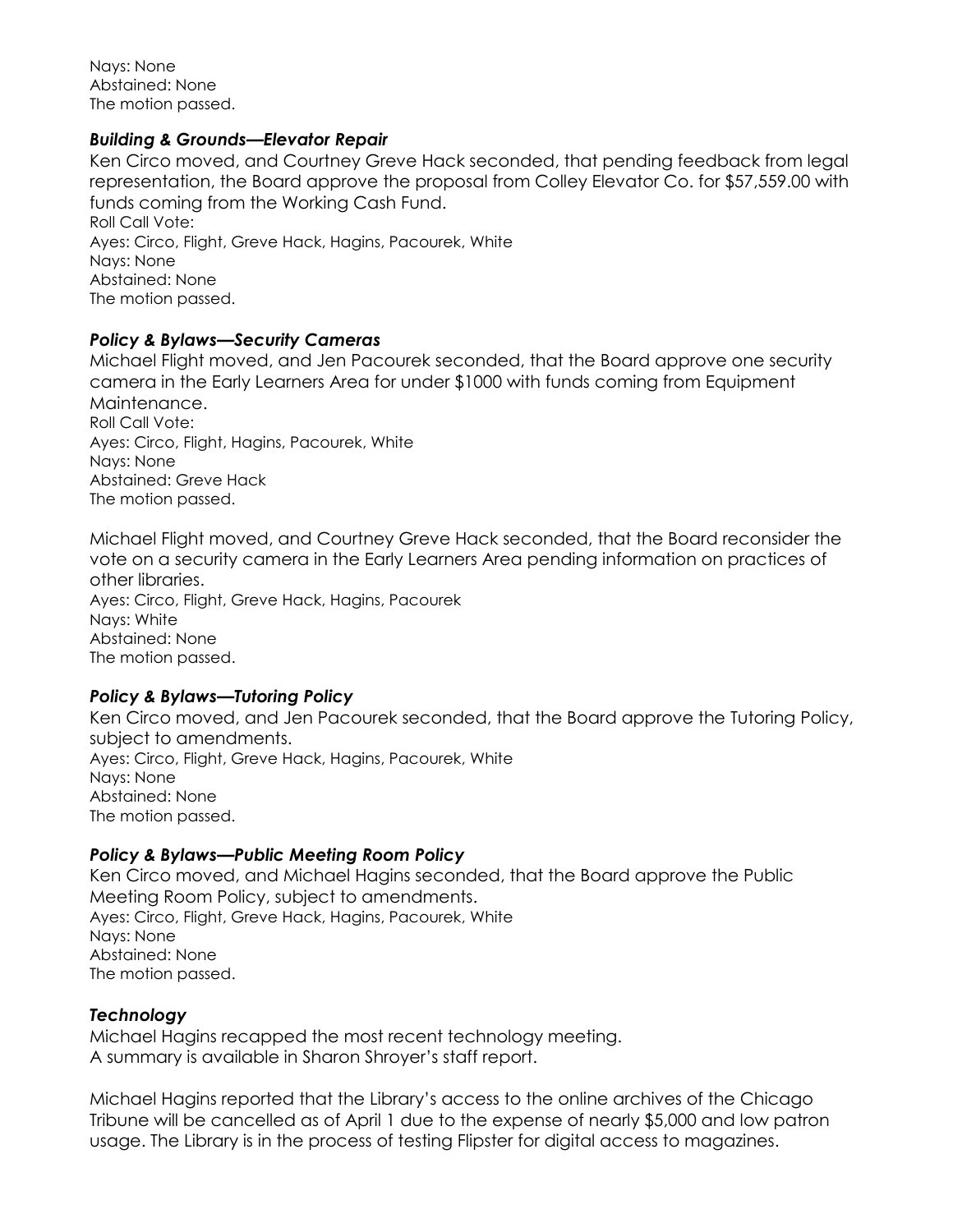Nays: None
Abstained: None
The motion passed.

### *Building & Grounds—Elevator Repair*

Ken Circo moved, and Courtney Greve Hack seconded, that pending feedback from legal representation, the Board approve the proposal from Colley Elevator Co. for $57,559.00 with funds coming from the Working Cash Fund.
Roll Call Vote:
Ayes: Circo, Flight, Greve Hack, Hagins, Pacourek, White
Nays: None
Abstained: None
The motion passed.

### *Policy & Bylaws—Security Cameras*

Michael Flight moved, and Jen Pacourek seconded, that the Board approve one security camera in the Early Learners Area for under $1000 with funds coming from Equipment Maintenance.
Roll Call Vote:
Ayes: Circo, Flight, Hagins, Pacourek, White
Nays: None
Abstained: Greve Hack
The motion passed.

Michael Flight moved, and Courtney Greve Hack seconded, that the Board reconsider the vote on a security camera in the Early Learners Area pending information on practices of other libraries.
Ayes: Circo, Flight, Greve Hack, Hagins, Pacourek
Nays: White
Abstained: None
The motion passed.

### *Policy & Bylaws—Tutoring Policy*

Ken Circo moved, and Jen Pacourek seconded, that the Board approve the Tutoring Policy, subject to amendments.
Ayes: Circo, Flight, Greve Hack, Hagins, Pacourek, White
Nays: None
Abstained: None
The motion passed.

### *Policy & Bylaws—Public Meeting Room Policy*

Ken Circo moved, and Michael Hagins seconded, that the Board approve the Public Meeting Room Policy, subject to amendments.
Ayes: Circo, Flight, Greve Hack, Hagins, Pacourek, White
Nays: None
Abstained: None
The motion passed.

### *Technology*

Michael Hagins recapped the most recent technology meeting.
A summary is available in Sharon Shroyer's staff report.

Michael Hagins reported that the Library's access to the online archives of the Chicago Tribune will be cancelled as of April 1 due to the expense of nearly $5,000 and low patron usage. The Library is in the process of testing Flipster for digital access to magazines.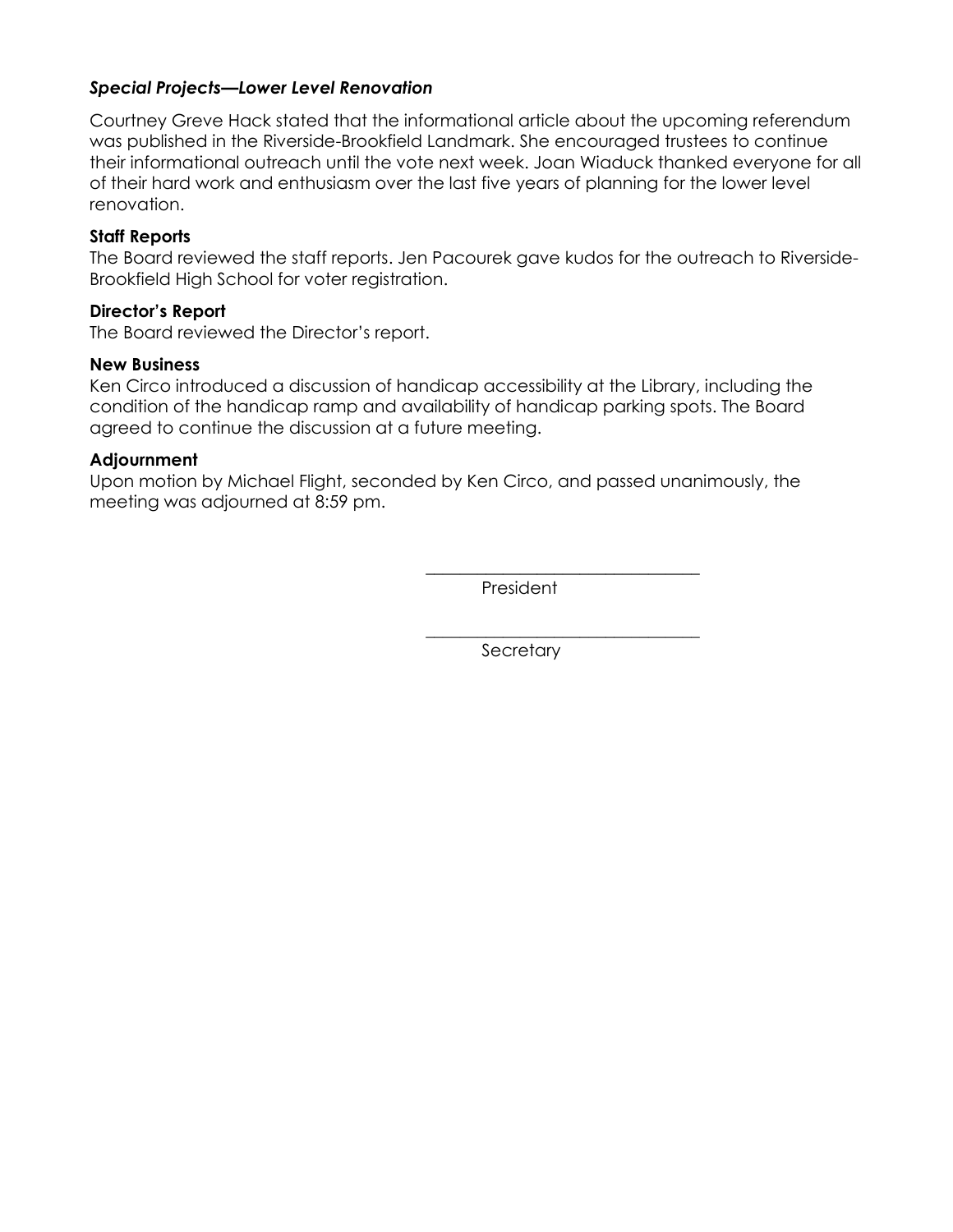***Special Projects—Lower Level Renovation***

Courtney Greve Hack stated that the informational article about the upcoming referendum was published in the Riverside-Brookfield Landmark. She encouraged trustees to continue their informational outreach until the vote next week. Joan Wiaduck thanked everyone for all of their hard work and enthusiasm over the last five years of planning for the lower level renovation.

**Staff Reports**

The Board reviewed the staff reports. Jen Pacourek gave kudos for the outreach to Riverside-Brookfield High School for voter registration.

**Director's Report**

The Board reviewed the Director's report.

**New Business**

Ken Circo introduced a discussion of handicap accessibility at the Library, including the condition of the handicap ramp and availability of handicap parking spots. The Board agreed to continue the discussion at a future meeting.

**Adjournment**

Upon motion by Michael Flight, seconded by Ken Circo, and passed unanimously, the meeting was adjourned at 8:59 pm.

\_\_\_\_\_\_\_\_\_\_\_\_\_\_\_\_\_\_\_\_\_\_\_\_\_\_\_\_\_\_\_\_

President

\_\_\_\_\_\_\_\_\_\_\_\_\_\_\_\_\_\_\_\_\_\_\_\_\_\_\_\_\_\_\_\_

Secretary